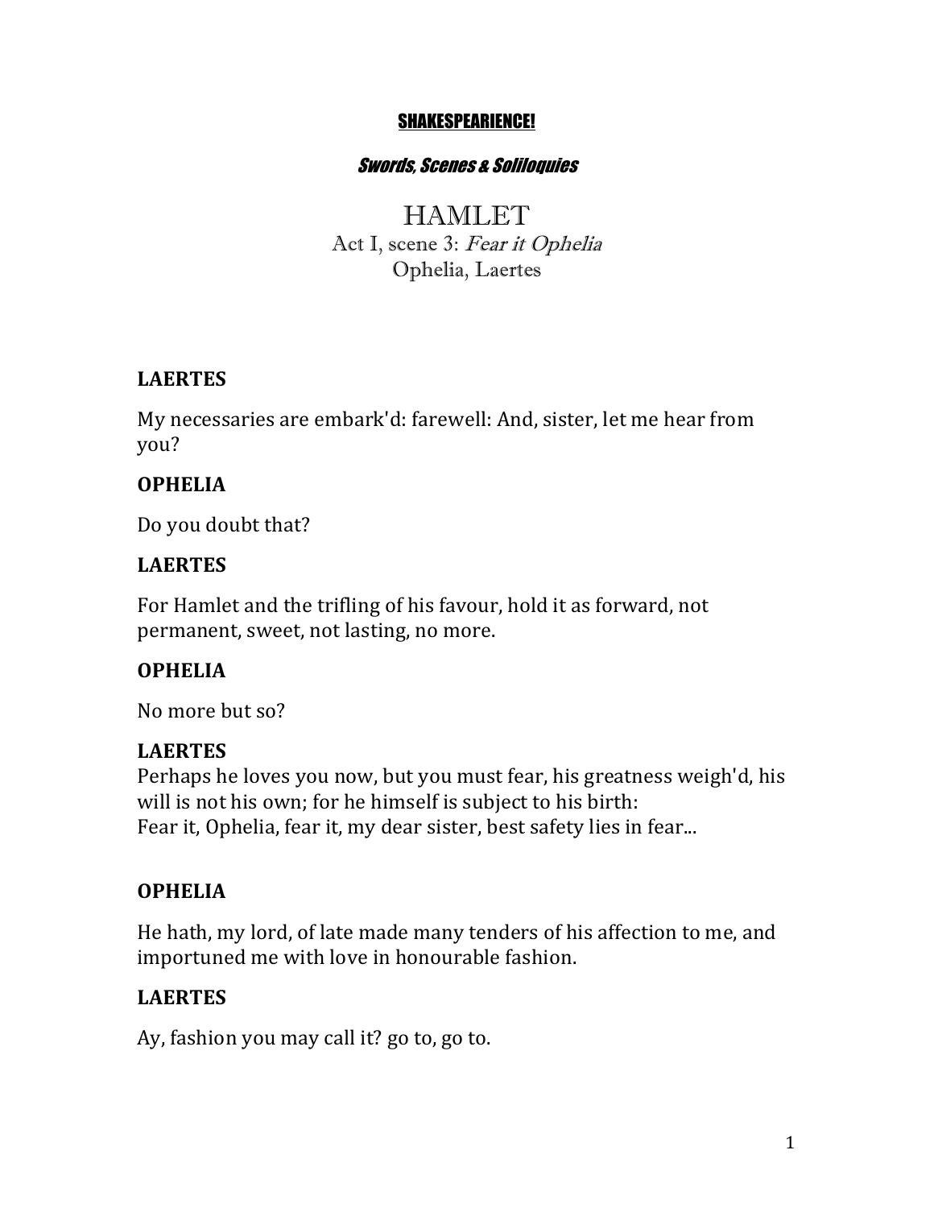**SHAKESPEARIENCE!**

***Swords, Scenes & Soliloquies***

# HAMLET

## Act I, scene 3: *Fear it Ophelia*

### Ophelia, Laertes

**LAERTES**

My necessaries are embark'd: farewell: And, sister, let me hear from you?

**OPHELIA**

Do you doubt that?

**LAERTES**

For Hamlet and the trifling of his favour, hold it as forward, not permanent, sweet, not lasting, no more.

**OPHELIA**

No more but so?

**LAERTES**

Perhaps he loves you now, but you must fear, his greatness weigh'd, his will is not his own; for he himself is subject to his birth:
Fear it, Ophelia, fear it, my dear sister, best safety lies in fear...

**OPHELIA**

He hath, my lord, of late made many tenders of his affection to me, and importuned me with love in honourable fashion.

**LAERTES**

Ay, fashion you may call it? go to, go to.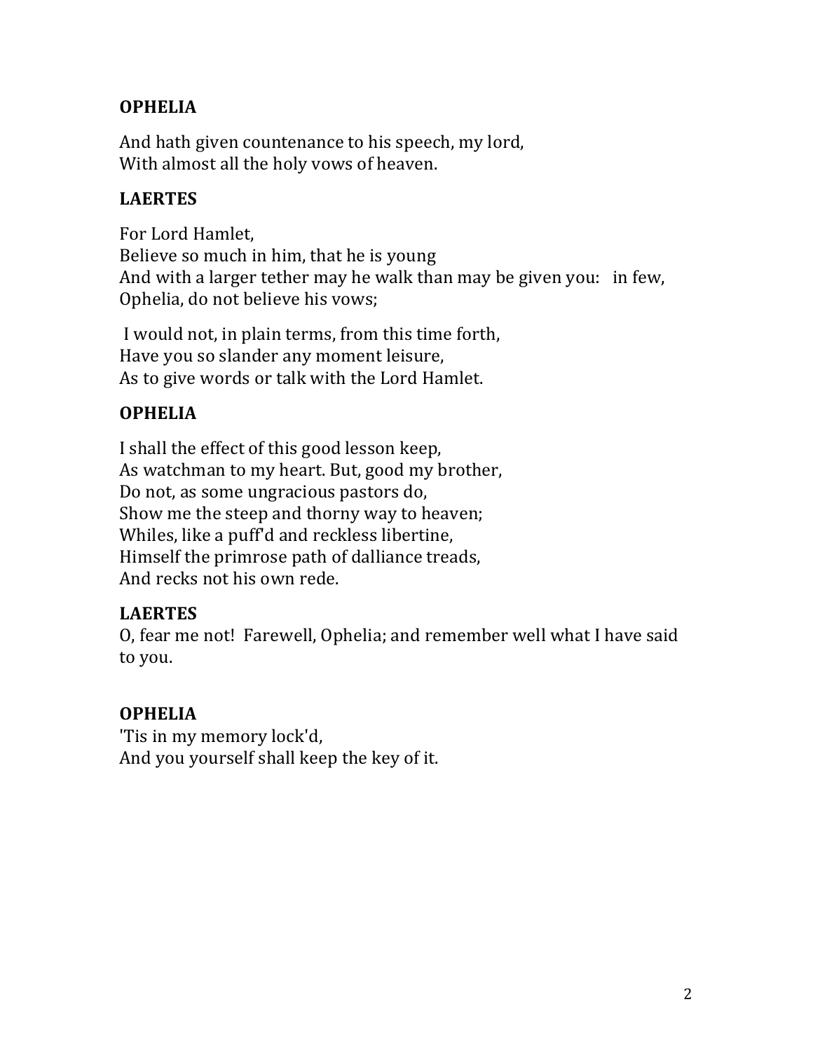**OPHELIA**

And hath given countenance to his speech, my lord,
With almost all the holy vows of heaven.

**LAERTES**

For Lord Hamlet,
Believe so much in him, that he is young
And with a larger tether may he walk than may be given you: in few,
Ophelia, do not believe his vows;

I would not, in plain terms, from this time forth,
Have you so slander any moment leisure,
As to give words or talk with the Lord Hamlet.

**OPHELIA**

I shall the effect of this good lesson keep,
As watchman to my heart. But, good my brother,
Do not, as some ungracious pastors do,
Show me the steep and thorny way to heaven;
Whiles, like a puff'd and reckless libertine,
Himself the primrose path of dalliance treads,
And recks not his own rede.

**LAERTES**

O, fear me not! Farewell, Ophelia; and remember well what I have said to you.

**OPHELIA**

'Tis in my memory lock'd,
And you yourself shall keep the key of it.